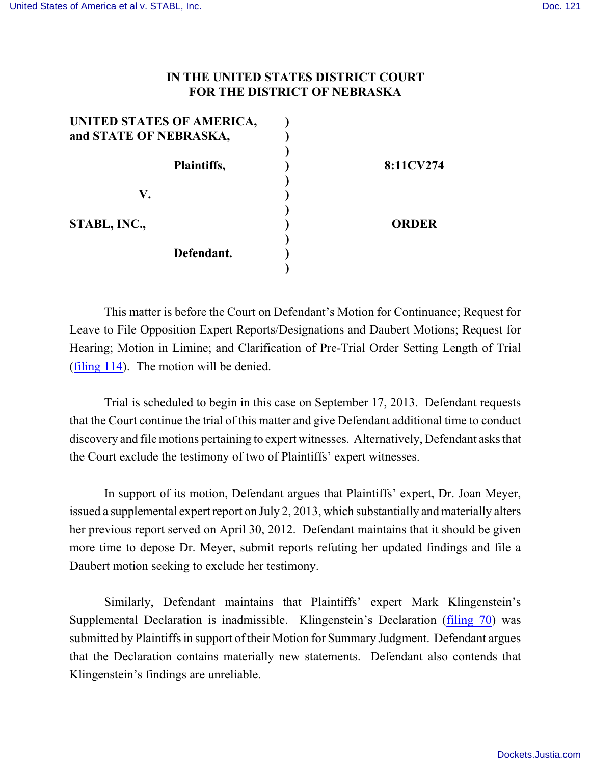**IN THE UNITED STATES DISTRICT COURT**
**FOR THE DISTRICT OF NEBRASKA**

| | | |
|---|---|---|
| **UNITED STATES OF AMERICA, and STATE OF NEBRASKA,** | ) | |
| **Plaintiffs,** | ) | **8:11CV274** |
| **V.** | ) | |
| **STABL, INC.,** | ) | **ORDER** |
| **Defendant.** | ) | |

This matter is before the Court on Defendant's Motion for Continuance; Request for Leave to File Opposition Expert Reports/Designations and Daubert Motions; Request for Hearing; Motion in Limine; and Clarification of Pre-Trial Order Setting Length of Trial (filing 114). The motion will be denied.

Trial is scheduled to begin in this case on September 17, 2013. Defendant requests that the Court continue the trial of this matter and give Defendant additional time to conduct discovery and file motions pertaining to expert witnesses. Alternatively, Defendant asks that the Court exclude the testimony of two of Plaintiffs' expert witnesses.

In support of its motion, Defendant argues that Plaintiffs' expert, Dr. Joan Meyer, issued a supplemental expert report on July 2, 2013, which substantially and materially alters her previous report served on April 30, 2012. Defendant maintains that it should be given more time to depose Dr. Meyer, submit reports refuting her updated findings and file a Daubert motion seeking to exclude her testimony.

Similarly, Defendant maintains that Plaintiffs' expert Mark Klingenstein's Supplemental Declaration is inadmissible. Klingenstein's Declaration (filing 70) was submitted by Plaintiffs in support of their Motion for Summary Judgment. Defendant argues that the Declaration contains materially new statements. Defendant also contends that Klingenstein's findings are unreliable.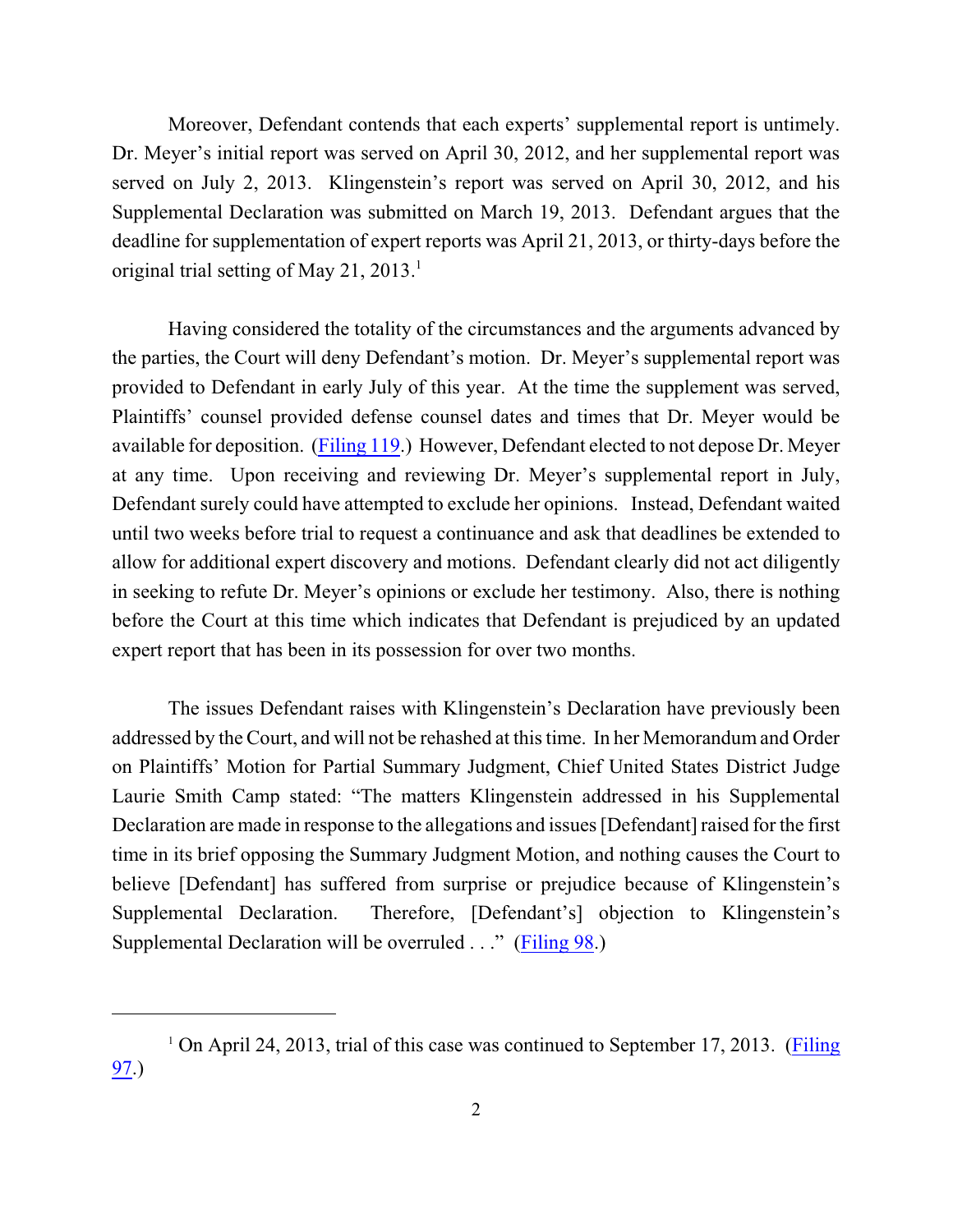Moreover, Defendant contends that each experts' supplemental report is untimely. Dr. Meyer's initial report was served on April 30, 2012, and her supplemental report was served on July 2, 2013. Klingenstein's report was served on April 30, 2012, and his Supplemental Declaration was submitted on March 19, 2013. Defendant argues that the deadline for supplementation of expert reports was April 21, 2013, or thirty-days before the original trial setting of May 21, 2013.[1]

Having considered the totality of the circumstances and the arguments advanced by the parties, the Court will deny Defendant's motion. Dr. Meyer's supplemental report was provided to Defendant in early July of this year. At the time the supplement was served, Plaintiffs' counsel provided defense counsel dates and times that Dr. Meyer would be available for deposition. (Filing 119.) However, Defendant elected to not depose Dr. Meyer at any time. Upon receiving and reviewing Dr. Meyer's supplemental report in July, Defendant surely could have attempted to exclude her opinions. Instead, Defendant waited until two weeks before trial to request a continuance and ask that deadlines be extended to allow for additional expert discovery and motions. Defendant clearly did not act diligently in seeking to refute Dr. Meyer's opinions or exclude her testimony. Also, there is nothing before the Court at this time which indicates that Defendant is prejudiced by an updated expert report that has been in its possession for over two months.

The issues Defendant raises with Klingenstein's Declaration have previously been addressed by the Court, and will not be rehashed at this time. In her Memorandum and Order on Plaintiffs' Motion for Partial Summary Judgment, Chief United States District Judge Laurie Smith Camp stated: "The matters Klingenstein addressed in his Supplemental Declaration are made in response to the allegations and issues [Defendant] raised for the first time in its brief opposing the Summary Judgment Motion, and nothing causes the Court to believe [Defendant] has suffered from surprise or prejudice because of Klingenstein's Supplemental Declaration. Therefore, [Defendant's] objection to Klingenstein's Supplemental Declaration will be overruled . . ." (Filing 98.)

---

[1] On April 24, 2013, trial of this case was continued to September 17, 2013. (Filing 97.)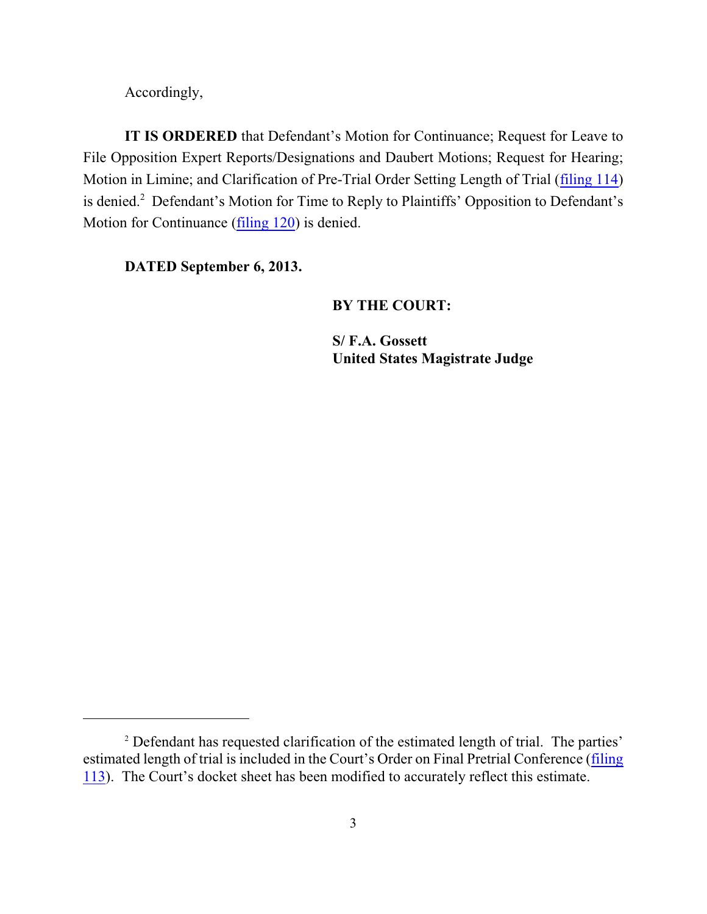Accordingly,

**IT IS ORDERED** that Defendant's Motion for Continuance; Request for Leave to File Opposition Expert Reports/Designations and Daubert Motions; Request for Hearing; Motion in Limine; and Clarification of Pre-Trial Order Setting Length of Trial (filing 114) is denied.[2] Defendant's Motion for Time to Reply to Plaintiffs' Opposition to Defendant's Motion for Continuance (filing 120) is denied.

**DATED September 6, 2013.**

**BY THE COURT:**

**S/ F.A. Gossett**
**United States Magistrate Judge**

[2] Defendant has requested clarification of the estimated length of trial. The parties' estimated length of trial is included in the Court's Order on Final Pretrial Conference (filing 113). The Court's docket sheet has been modified to accurately reflect this estimate.